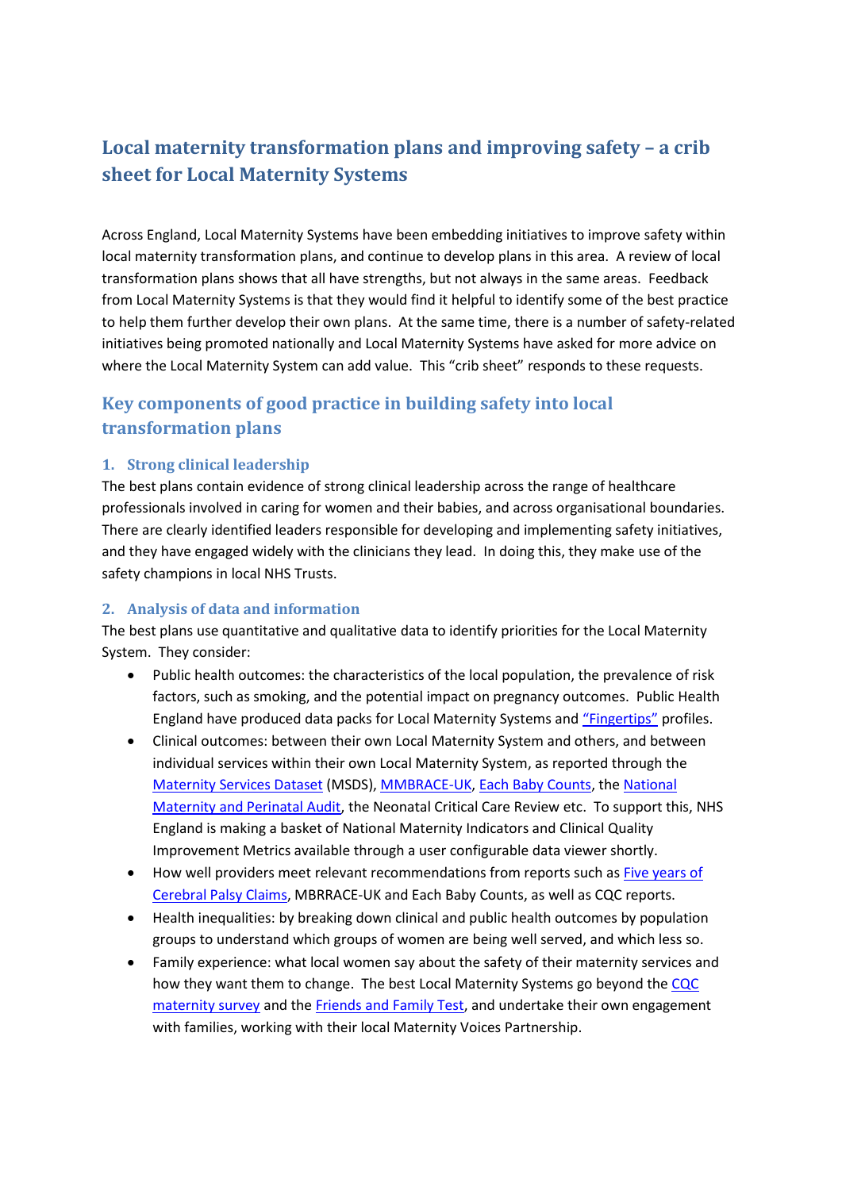# Local maternity transformation plans and improving safety – a crib sheet for Local Maternity Systems

Across England, Local Maternity Systems have been embedding initiatives to improve safety within local maternity transformation plans, and continue to develop plans in this area. A review of local transformation plans shows that all have strengths, but not always in the same areas. Feedback from Local Maternity Systems is that they would find it helpful to identify some of the best practice to help them further develop their own plans. At the same time, there is a number of safety-related initiatives being promoted nationally and Local Maternity Systems have asked for more advice on where the Local Maternity System can add value. This "crib sheet" responds to these requests.

## Key components of good practice in building safety into local transformation plans

### 1. Strong clinical leadership

The best plans contain evidence of strong clinical leadership across the range of healthcare professionals involved in caring for women and their babies, and across organisational boundaries. There are clearly identified leaders responsible for developing and implementing safety initiatives, and they have engaged widely with the clinicians they lead. In doing this, they make use of the safety champions in local NHS Trusts.

### 2. Analysis of data and information

The best plans use quantitative and qualitative data to identify priorities for the Local Maternity System. They consider:

- Public health outcomes: the characteristics of the local population, the prevalence of risk factors, such as smoking, and the potential impact on pregnancy outcomes. Public Health England have produced data packs for Local Maternity Systems and "Fingertips" profiles.
- Clinical outcomes: between their own Local Maternity System and others, and between individual services within their own Local Maternity System, as reported through the Maternity Services Dataset (MSDS), MMBRACE-UK, Each Baby Counts, the National Maternity and Perinatal Audit, the Neonatal Critical Care Review etc. To support this, NHS England is making a basket of National Maternity Indicators and Clinical Quality Improvement Metrics available through a user configurable data viewer shortly.
- How well providers meet relevant recommendations from reports such as Five years of Cerebral Palsy Claims, MBRRACE-UK and Each Baby Counts, as well as CQC reports.
- Health inequalities: by breaking down clinical and public health outcomes by population groups to understand which groups of women are being well served, and which less so.
- Family experience: what local women say about the safety of their maternity services and how they want them to change. The best Local Maternity Systems go beyond the CQC maternity survey and the Friends and Family Test, and undertake their own engagement with families, working with their local Maternity Voices Partnership.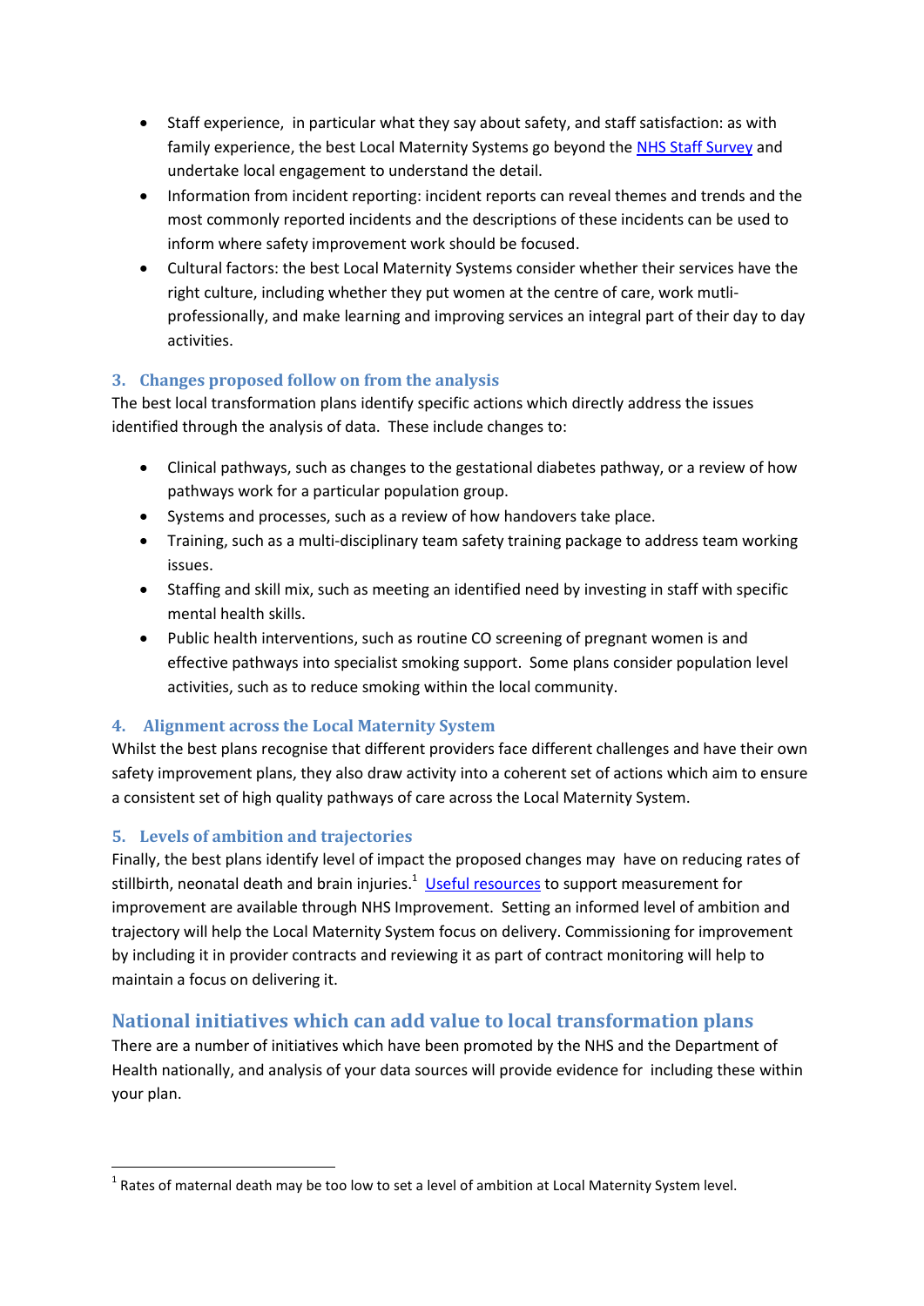- Staff experience, in particular what they say about safety, and staff satisfaction: as with family experience, the best Local Maternity Systems go beyond the NHS Staff Survey and undertake local engagement to understand the detail.
- Information from incident reporting: incident reports can reveal themes and trends and the most commonly reported incidents and the descriptions of these incidents can be used to inform where safety improvement work should be focused.
- Cultural factors: the best Local Maternity Systems consider whether their services have the right culture, including whether they put women at the centre of care, work mutli-professionally, and make learning and improving services an integral part of their day to day activities.

### 3. Changes proposed follow on from the analysis

The best local transformation plans identify specific actions which directly address the issues identified through the analysis of data. These include changes to:

- Clinical pathways, such as changes to the gestational diabetes pathway, or a review of how pathways work for a particular population group.
- Systems and processes, such as a review of how handovers take place.
- Training, such as a multi-disciplinary team safety training package to address team working issues.
- Staffing and skill mix, such as meeting an identified need by investing in staff with specific mental health skills.
- Public health interventions, such as routine CO screening of pregnant women is and effective pathways into specialist smoking support. Some plans consider population level activities, such as to reduce smoking within the local community.

### 4. Alignment across the Local Maternity System

Whilst the best plans recognise that different providers face different challenges and have their own safety improvement plans, they also draw activity into a coherent set of actions which aim to ensure a consistent set of high quality pathways of care across the Local Maternity System.

### 5. Levels of ambition and trajectories

Finally, the best plans identify level of impact the proposed changes may have on reducing rates of stillbirth, neonatal death and brain injuries.[1] Useful resources to support measurement for improvement are available through NHS Improvement. Setting an informed level of ambition and trajectory will help the Local Maternity System focus on delivery. Commissioning for improvement by including it in provider contracts and reviewing it as part of contract monitoring will help to maintain a focus on delivering it.

## National initiatives which can add value to local transformation plans

There are a number of initiatives which have been promoted by the NHS and the Department of Health nationally, and analysis of your data sources will provide evidence for including these within your plan.

[1] Rates of maternal death may be too low to set a level of ambition at Local Maternity System level.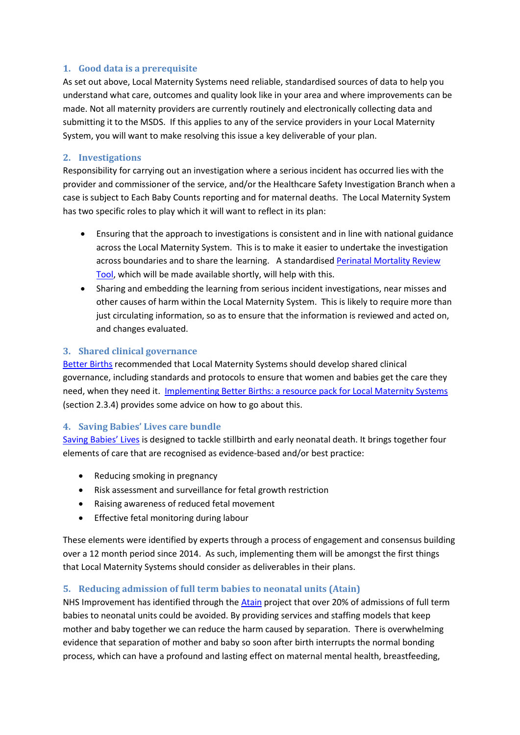## 1. Good data is a prerequisite

As set out above, Local Maternity Systems need reliable, standardised sources of data to help you understand what care, outcomes and quality look like in your area and where improvements can be made. Not all maternity providers are currently routinely and electronically collecting data and submitting it to the MSDS. If this applies to any of the service providers in your Local Maternity System, you will want to make resolving this issue a key deliverable of your plan.

## 2. Investigations

Responsibility for carrying out an investigation where a serious incident has occurred lies with the provider and commissioner of the service, and/or the Healthcare Safety Investigation Branch when a case is subject to Each Baby Counts reporting and for maternal deaths. The Local Maternity System has two specific roles to play which it will want to reflect in its plan:

- Ensuring that the approach to investigations is consistent and in line with national guidance across the Local Maternity System. This is to make it easier to undertake the investigation across boundaries and to share the learning. A standardised Perinatal Mortality Review Tool, which will be made available shortly, will help with this.
- Sharing and embedding the learning from serious incident investigations, near misses and other causes of harm within the Local Maternity System. This is likely to require more than just circulating information, so as to ensure that the information is reviewed and acted on, and changes evaluated.

## 3. Shared clinical governance

Better Births recommended that Local Maternity Systems should develop shared clinical governance, including standards and protocols to ensure that women and babies get the care they need, when they need it. Implementing Better Births: a resource pack for Local Maternity Systems (section 2.3.4) provides some advice on how to go about this.

## 4. Saving Babies' Lives care bundle

Saving Babies' Lives is designed to tackle stillbirth and early neonatal death. It brings together four elements of care that are recognised as evidence-based and/or best practice:

- Reducing smoking in pregnancy
- Risk assessment and surveillance for fetal growth restriction
- Raising awareness of reduced fetal movement
- Effective fetal monitoring during labour

These elements were identified by experts through a process of engagement and consensus building over a 12 month period since 2014. As such, implementing them will be amongst the first things that Local Maternity Systems should consider as deliverables in their plans.

## 5. Reducing admission of full term babies to neonatal units (Atain)

NHS Improvement has identified through the Atain project that over 20% of admissions of full term babies to neonatal units could be avoided. By providing services and staffing models that keep mother and baby together we can reduce the harm caused by separation. There is overwhelming evidence that separation of mother and baby so soon after birth interrupts the normal bonding process, which can have a profound and lasting effect on maternal mental health, breastfeeding,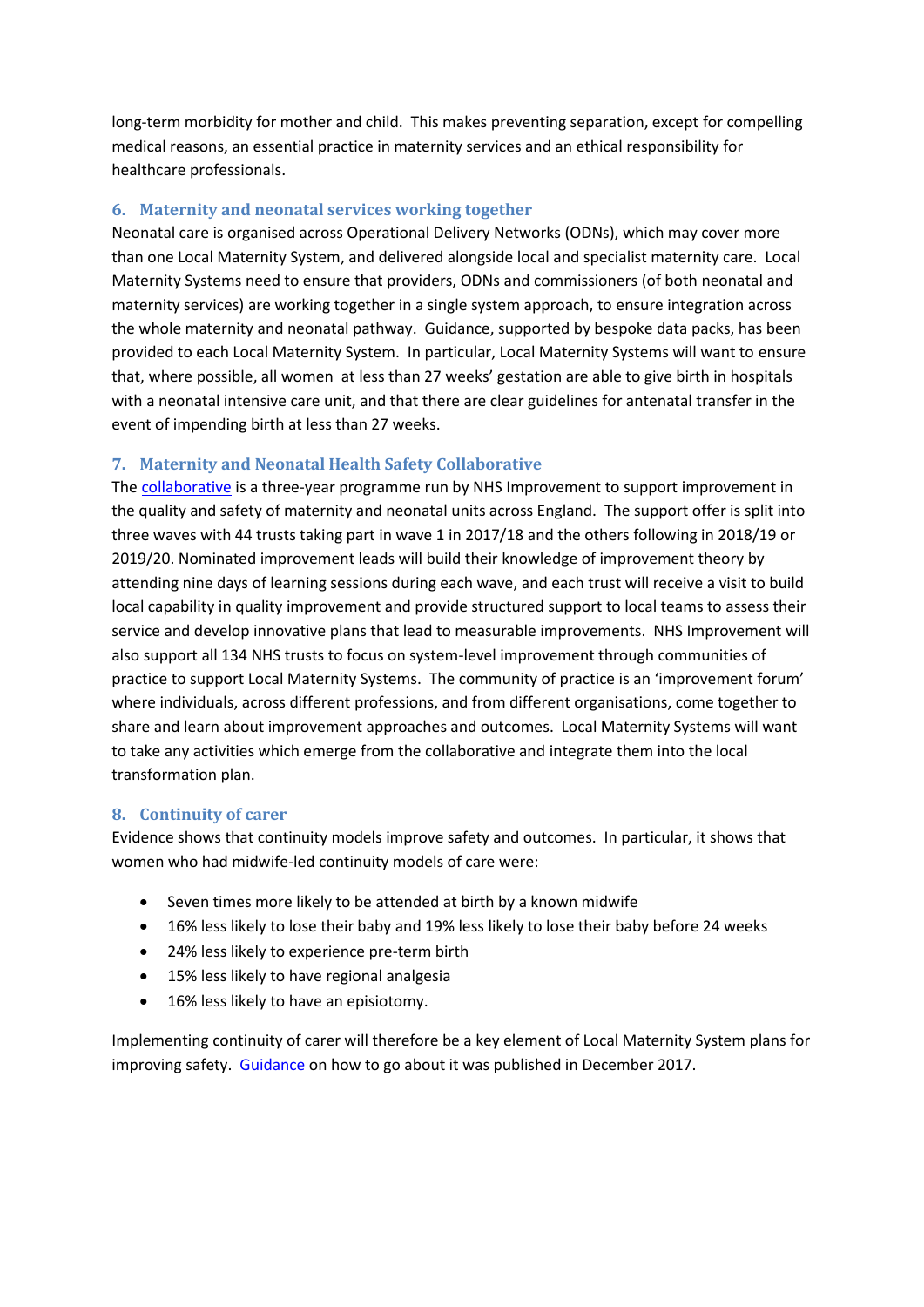long-term morbidity for mother and child. This makes preventing separation, except for compelling medical reasons, an essential practice in maternity services and an ethical responsibility for healthcare professionals.

### 6. Maternity and neonatal services working together

Neonatal care is organised across Operational Delivery Networks (ODNs), which may cover more than one Local Maternity System, and delivered alongside local and specialist maternity care. Local Maternity Systems need to ensure that providers, ODNs and commissioners (of both neonatal and maternity services) are working together in a single system approach, to ensure integration across the whole maternity and neonatal pathway. Guidance, supported by bespoke data packs, has been provided to each Local Maternity System. In particular, Local Maternity Systems will want to ensure that, where possible, all women at less than 27 weeks' gestation are able to give birth in hospitals with a neonatal intensive care unit, and that there are clear guidelines for antenatal transfer in the event of impending birth at less than 27 weeks.

### 7. Maternity and Neonatal Health Safety Collaborative

The collaborative is a three-year programme run by NHS Improvement to support improvement in the quality and safety of maternity and neonatal units across England. The support offer is split into three waves with 44 trusts taking part in wave 1 in 2017/18 and the others following in 2018/19 or 2019/20. Nominated improvement leads will build their knowledge of improvement theory by attending nine days of learning sessions during each wave, and each trust will receive a visit to build local capability in quality improvement and provide structured support to local teams to assess their service and develop innovative plans that lead to measurable improvements. NHS Improvement will also support all 134 NHS trusts to focus on system-level improvement through communities of practice to support Local Maternity Systems. The community of practice is an 'improvement forum' where individuals, across different professions, and from different organisations, come together to share and learn about improvement approaches and outcomes. Local Maternity Systems will want to take any activities which emerge from the collaborative and integrate them into the local transformation plan.

### 8. Continuity of carer

Evidence shows that continuity models improve safety and outcomes. In particular, it shows that women who had midwife-led continuity models of care were:

- Seven times more likely to be attended at birth by a known midwife
- 16% less likely to lose their baby and 19% less likely to lose their baby before 24 weeks
- 24% less likely to experience pre-term birth
- 15% less likely to have regional analgesia
- 16% less likely to have an episiotomy.

Implementing continuity of carer will therefore be a key element of Local Maternity System plans for improving safety. Guidance on how to go about it was published in December 2017.